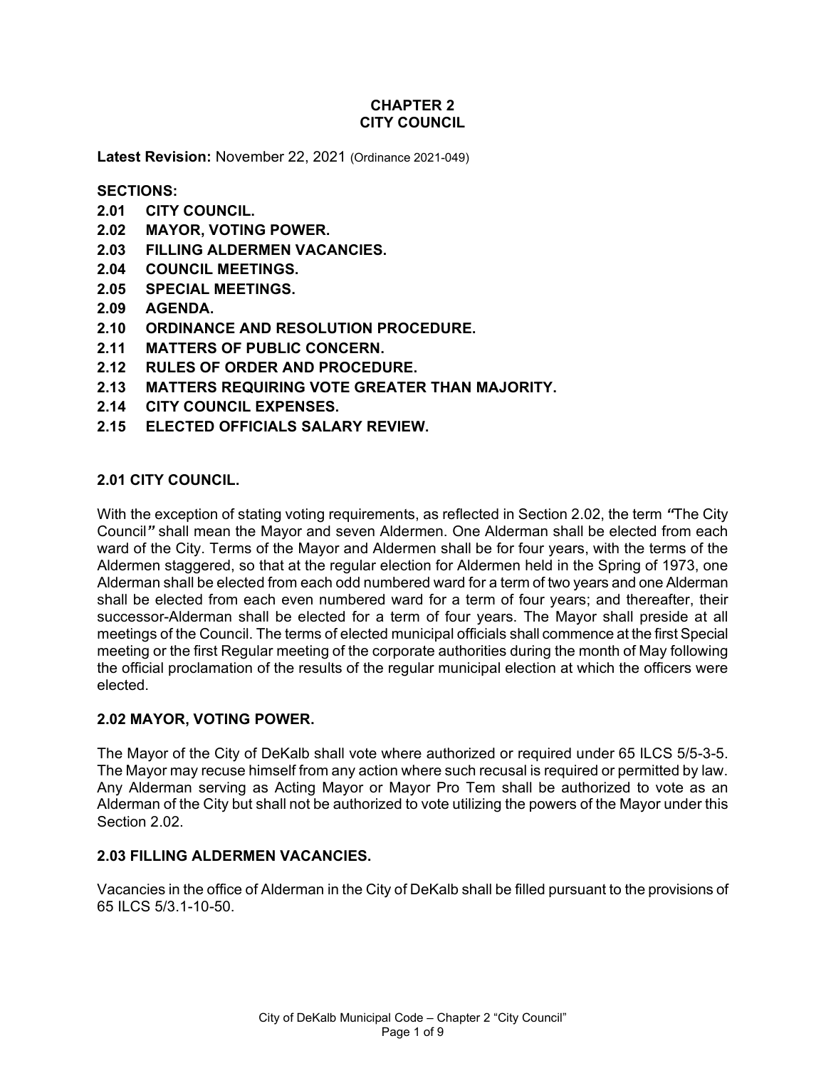# CHAPTER 2
# CITY COUNCIL

**Latest Revision:** November 22, 2021 (Ordinance 2021-049)

**SECTIONS:**

**2.01 CITY COUNCIL.**
**2.02 MAYOR, VOTING POWER.**
**2.03 FILLING ALDERMEN VACANCIES.**
**2.04 COUNCIL MEETINGS.**
**2.05 SPECIAL MEETINGS.**
**2.09 AGENDA.**
**2.10 ORDINANCE AND RESOLUTION PROCEDURE.**
**2.11 MATTERS OF PUBLIC CONCERN.**
**2.12 RULES OF ORDER AND PROCEDURE.**
**2.13 MATTERS REQUIRING VOTE GREATER THAN MAJORITY.**
**2.14 CITY COUNCIL EXPENSES.**
**2.15 ELECTED OFFICIALS SALARY REVIEW.**

## 2.01 CITY COUNCIL.

With the exception of stating voting requirements, as reflected in Section 2.02, the term ***"***The City Council***"*** shall mean the Mayor and seven Aldermen. One Alderman shall be elected from each ward of the City. Terms of the Mayor and Aldermen shall be for four years, with the terms of the Aldermen staggered, so that at the regular election for Aldermen held in the Spring of 1973, one Alderman shall be elected from each odd numbered ward for a term of two years and one Alderman shall be elected from each even numbered ward for a term of four years; and thereafter, their successor-Alderman shall be elected for a term of four years. The Mayor shall preside at all meetings of the Council. The terms of elected municipal officials shall commence at the first Special meeting or the first Regular meeting of the corporate authorities during the month of May following the official proclamation of the results of the regular municipal election at which the officers were elected.

## 2.02 MAYOR, VOTING POWER.

The Mayor of the City of DeKalb shall vote where authorized or required under 65 ILCS 5/5-3-5. The Mayor may recuse himself from any action where such recusal is required or permitted by law. Any Alderman serving as Acting Mayor or Mayor Pro Tem shall be authorized to vote as an Alderman of the City but shall not be authorized to vote utilizing the powers of the Mayor under this Section 2.02.

## 2.03 FILLING ALDERMEN VACANCIES.

Vacancies in the office of Alderman in the City of DeKalb shall be filled pursuant to the provisions of 65 ILCS 5/3.1-10-50.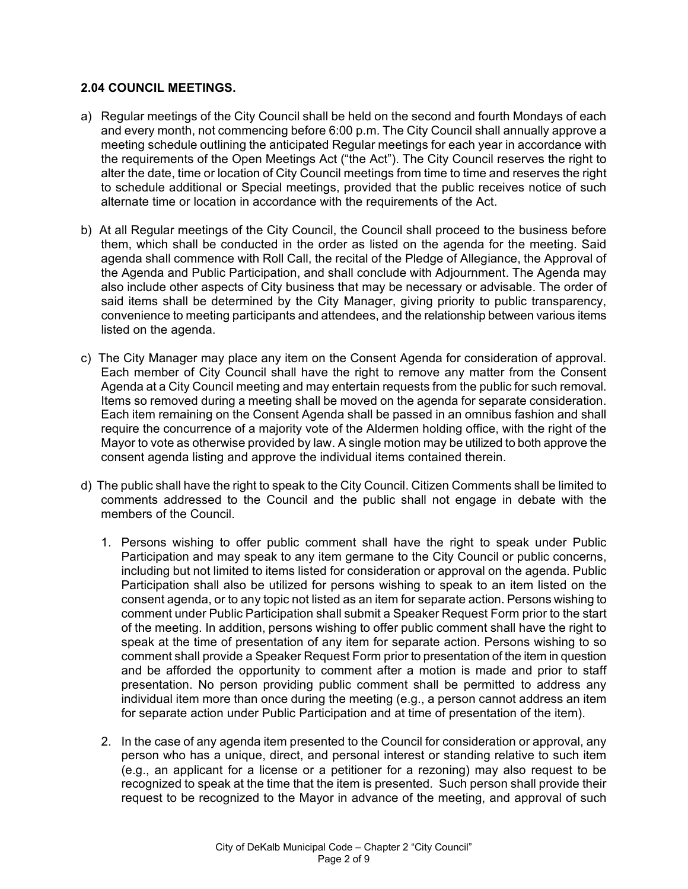## 2.04 COUNCIL MEETINGS.

a) Regular meetings of the City Council shall be held on the second and fourth Mondays of each and every month, not commencing before 6:00 p.m. The City Council shall annually approve a meeting schedule outlining the anticipated Regular meetings for each year in accordance with the requirements of the Open Meetings Act ("the Act"). The City Council reserves the right to alter the date, time or location of City Council meetings from time to time and reserves the right to schedule additional or Special meetings, provided that the public receives notice of such alternate time or location in accordance with the requirements of the Act.

b) At all Regular meetings of the City Council, the Council shall proceed to the business before them, which shall be conducted in the order as listed on the agenda for the meeting. Said agenda shall commence with Roll Call, the recital of the Pledge of Allegiance, the Approval of the Agenda and Public Participation, and shall conclude with Adjournment. The Agenda may also include other aspects of City business that may be necessary or advisable. The order of said items shall be determined by the City Manager, giving priority to public transparency, convenience to meeting participants and attendees, and the relationship between various items listed on the agenda.

c) The City Manager may place any item on the Consent Agenda for consideration of approval. Each member of City Council shall have the right to remove any matter from the Consent Agenda at a City Council meeting and may entertain requests from the public for such removal. Items so removed during a meeting shall be moved on the agenda for separate consideration. Each item remaining on the Consent Agenda shall be passed in an omnibus fashion and shall require the concurrence of a majority vote of the Aldermen holding office, with the right of the Mayor to vote as otherwise provided by law. A single motion may be utilized to both approve the consent agenda listing and approve the individual items contained therein.

d) The public shall have the right to speak to the City Council. Citizen Comments shall be limited to comments addressed to the Council and the public shall not engage in debate with the members of the Council.

   1. Persons wishing to offer public comment shall have the right to speak under Public Participation and may speak to any item germane to the City Council or public concerns, including but not limited to items listed for consideration or approval on the agenda. Public Participation shall also be utilized for persons wishing to speak to an item listed on the consent agenda, or to any topic not listed as an item for separate action. Persons wishing to comment under Public Participation shall submit a Speaker Request Form prior to the start of the meeting. In addition, persons wishing to offer public comment shall have the right to speak at the time of presentation of any item for separate action. Persons wishing to so comment shall provide a Speaker Request Form prior to presentation of the item in question and be afforded the opportunity to comment after a motion is made and prior to staff presentation. No person providing public comment shall be permitted to address any individual item more than once during the meeting (e.g., a person cannot address an item for separate action under Public Participation and at time of presentation of the item).

   2. In the case of any agenda item presented to the Council for consideration or approval, any person who has a unique, direct, and personal interest or standing relative to such item (e.g., an applicant for a license or a petitioner for a rezoning) may also request to be recognized to speak at the time that the item is presented. Such person shall provide their request to be recognized to the Mayor in advance of the meeting, and approval of such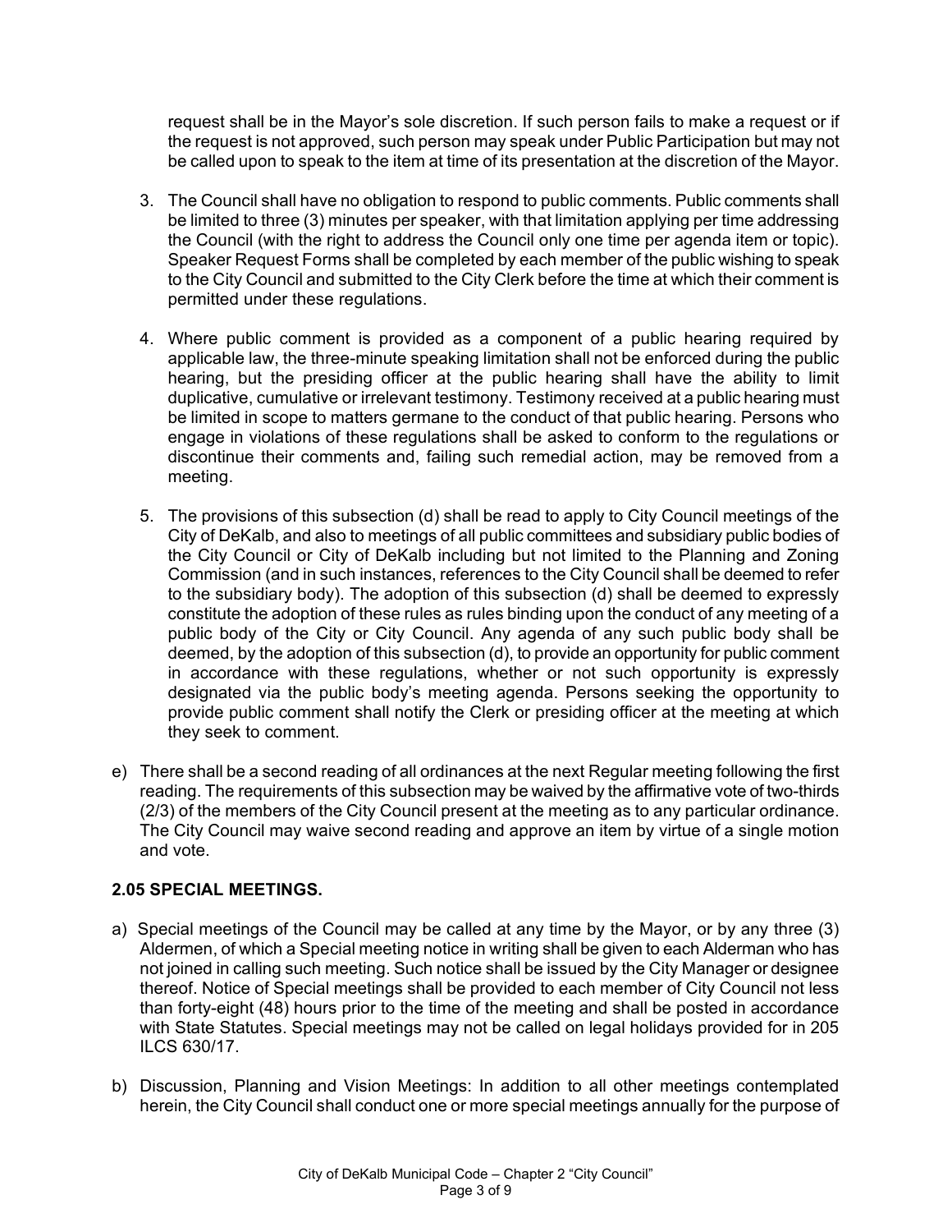request shall be in the Mayor's sole discretion. If such person fails to make a request or if the request is not approved, such person may speak under Public Participation but may not be called upon to speak to the item at time of its presentation at the discretion of the Mayor.

3. The Council shall have no obligation to respond to public comments. Public comments shall be limited to three (3) minutes per speaker, with that limitation applying per time addressing the Council (with the right to address the Council only one time per agenda item or topic). Speaker Request Forms shall be completed by each member of the public wishing to speak to the City Council and submitted to the City Clerk before the time at which their comment is permitted under these regulations.

4. Where public comment is provided as a component of a public hearing required by applicable law, the three-minute speaking limitation shall not be enforced during the public hearing, but the presiding officer at the public hearing shall have the ability to limit duplicative, cumulative or irrelevant testimony. Testimony received at a public hearing must be limited in scope to matters germane to the conduct of that public hearing. Persons who engage in violations of these regulations shall be asked to conform to the regulations or discontinue their comments and, failing such remedial action, may be removed from a meeting.

5. The provisions of this subsection (d) shall be read to apply to City Council meetings of the City of DeKalb, and also to meetings of all public committees and subsidiary public bodies of the City Council or City of DeKalb including but not limited to the Planning and Zoning Commission (and in such instances, references to the City Council shall be deemed to refer to the subsidiary body). The adoption of this subsection (d) shall be deemed to expressly constitute the adoption of these rules as rules binding upon the conduct of any meeting of a public body of the City or City Council. Any agenda of any such public body shall be deemed, by the adoption of this subsection (d), to provide an opportunity for public comment in accordance with these regulations, whether or not such opportunity is expressly designated via the public body's meeting agenda. Persons seeking the opportunity to provide public comment shall notify the Clerk or presiding officer at the meeting at which they seek to comment.

e) There shall be a second reading of all ordinances at the next Regular meeting following the first reading. The requirements of this subsection may be waived by the affirmative vote of two-thirds (2/3) of the members of the City Council present at the meeting as to any particular ordinance. The City Council may waive second reading and approve an item by virtue of a single motion and vote.

## 2.05 SPECIAL MEETINGS.

a) Special meetings of the Council may be called at any time by the Mayor, or by any three (3) Aldermen, of which a Special meeting notice in writing shall be given to each Alderman who has not joined in calling such meeting. Such notice shall be issued by the City Manager or designee thereof. Notice of Special meetings shall be provided to each member of City Council not less than forty-eight (48) hours prior to the time of the meeting and shall be posted in accordance with State Statutes. Special meetings may not be called on legal holidays provided for in 205 ILCS 630/17.

b) Discussion, Planning and Vision Meetings: In addition to all other meetings contemplated herein, the City Council shall conduct one or more special meetings annually for the purpose of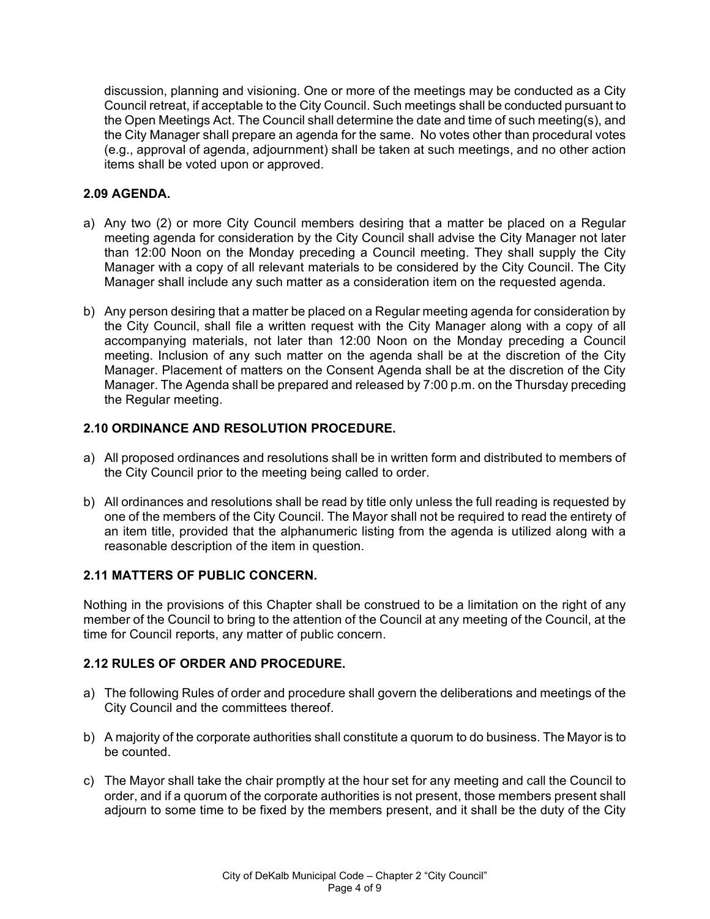discussion, planning and visioning. One or more of the meetings may be conducted as a City Council retreat, if acceptable to the City Council. Such meetings shall be conducted pursuant to the Open Meetings Act. The Council shall determine the date and time of such meeting(s), and the City Manager shall prepare an agenda for the same. No votes other than procedural votes (e.g., approval of agenda, adjournment) shall be taken at such meetings, and no other action items shall be voted upon or approved.

## 2.09 AGENDA.

a) Any two (2) or more City Council members desiring that a matter be placed on a Regular meeting agenda for consideration by the City Council shall advise the City Manager not later than 12:00 Noon on the Monday preceding a Council meeting. They shall supply the City Manager with a copy of all relevant materials to be considered by the City Council. The City Manager shall include any such matter as a consideration item on the requested agenda.

b) Any person desiring that a matter be placed on a Regular meeting agenda for consideration by the City Council, shall file a written request with the City Manager along with a copy of all accompanying materials, not later than 12:00 Noon on the Monday preceding a Council meeting. Inclusion of any such matter on the agenda shall be at the discretion of the City Manager. Placement of matters on the Consent Agenda shall be at the discretion of the City Manager. The Agenda shall be prepared and released by 7:00 p.m. on the Thursday preceding the Regular meeting.

## 2.10 ORDINANCE AND RESOLUTION PROCEDURE.

a) All proposed ordinances and resolutions shall be in written form and distributed to members of the City Council prior to the meeting being called to order.

b) All ordinances and resolutions shall be read by title only unless the full reading is requested by one of the members of the City Council. The Mayor shall not be required to read the entirety of an item title, provided that the alphanumeric listing from the agenda is utilized along with a reasonable description of the item in question.

## 2.11 MATTERS OF PUBLIC CONCERN.

Nothing in the provisions of this Chapter shall be construed to be a limitation on the right of any member of the Council to bring to the attention of the Council at any meeting of the Council, at the time for Council reports, any matter of public concern.

## 2.12 RULES OF ORDER AND PROCEDURE.

a) The following Rules of order and procedure shall govern the deliberations and meetings of the City Council and the committees thereof.

b) A majority of the corporate authorities shall constitute a quorum to do business. The Mayor is to be counted.

c) The Mayor shall take the chair promptly at the hour set for any meeting and call the Council to order, and if a quorum of the corporate authorities is not present, those members present shall adjourn to some time to be fixed by the members present, and it shall be the duty of the City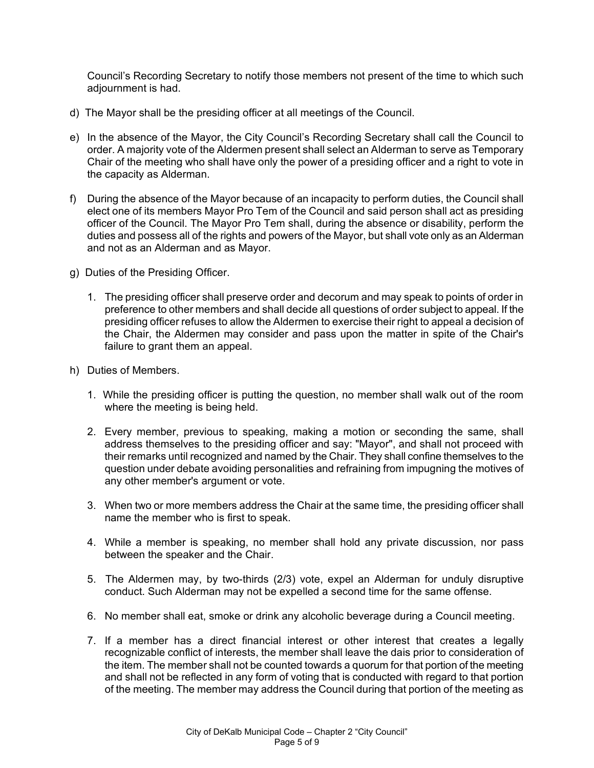Council's Recording Secretary to notify those members not present of the time to which such adjournment is had.

d) The Mayor shall be the presiding officer at all meetings of the Council.

e) In the absence of the Mayor, the City Council's Recording Secretary shall call the Council to order. A majority vote of the Aldermen present shall select an Alderman to serve as Temporary Chair of the meeting who shall have only the power of a presiding officer and a right to vote in the capacity as Alderman.

f) During the absence of the Mayor because of an incapacity to perform duties, the Council shall elect one of its members Mayor Pro Tem of the Council and said person shall act as presiding officer of the Council. The Mayor Pro Tem shall, during the absence or disability, perform the duties and possess all of the rights and powers of the Mayor, but shall vote only as an Alderman and not as an Alderman and as Mayor.

g) Duties of the Presiding Officer.

1. The presiding officer shall preserve order and decorum and may speak to points of order in preference to other members and shall decide all questions of order subject to appeal. If the presiding officer refuses to allow the Aldermen to exercise their right to appeal a decision of the Chair, the Aldermen may consider and pass upon the matter in spite of the Chair's failure to grant them an appeal.

h) Duties of Members.

1. While the presiding officer is putting the question, no member shall walk out of the room where the meeting is being held.

2. Every member, previous to speaking, making a motion or seconding the same, shall address themselves to the presiding officer and say: "Mayor", and shall not proceed with their remarks until recognized and named by the Chair. They shall confine themselves to the question under debate avoiding personalities and refraining from impugning the motives of any other member's argument or vote.

3. When two or more members address the Chair at the same time, the presiding officer shall name the member who is first to speak.

4. While a member is speaking, no member shall hold any private discussion, nor pass between the speaker and the Chair.

5. The Aldermen may, by two-thirds (2/3) vote, expel an Alderman for unduly disruptive conduct. Such Alderman may not be expelled a second time for the same offense.

6. No member shall eat, smoke or drink any alcoholic beverage during a Council meeting.

7. If a member has a direct financial interest or other interest that creates a legally recognizable conflict of interests, the member shall leave the dais prior to consideration of the item. The member shall not be counted towards a quorum for that portion of the meeting and shall not be reflected in any form of voting that is conducted with regard to that portion of the meeting. The member may address the Council during that portion of the meeting as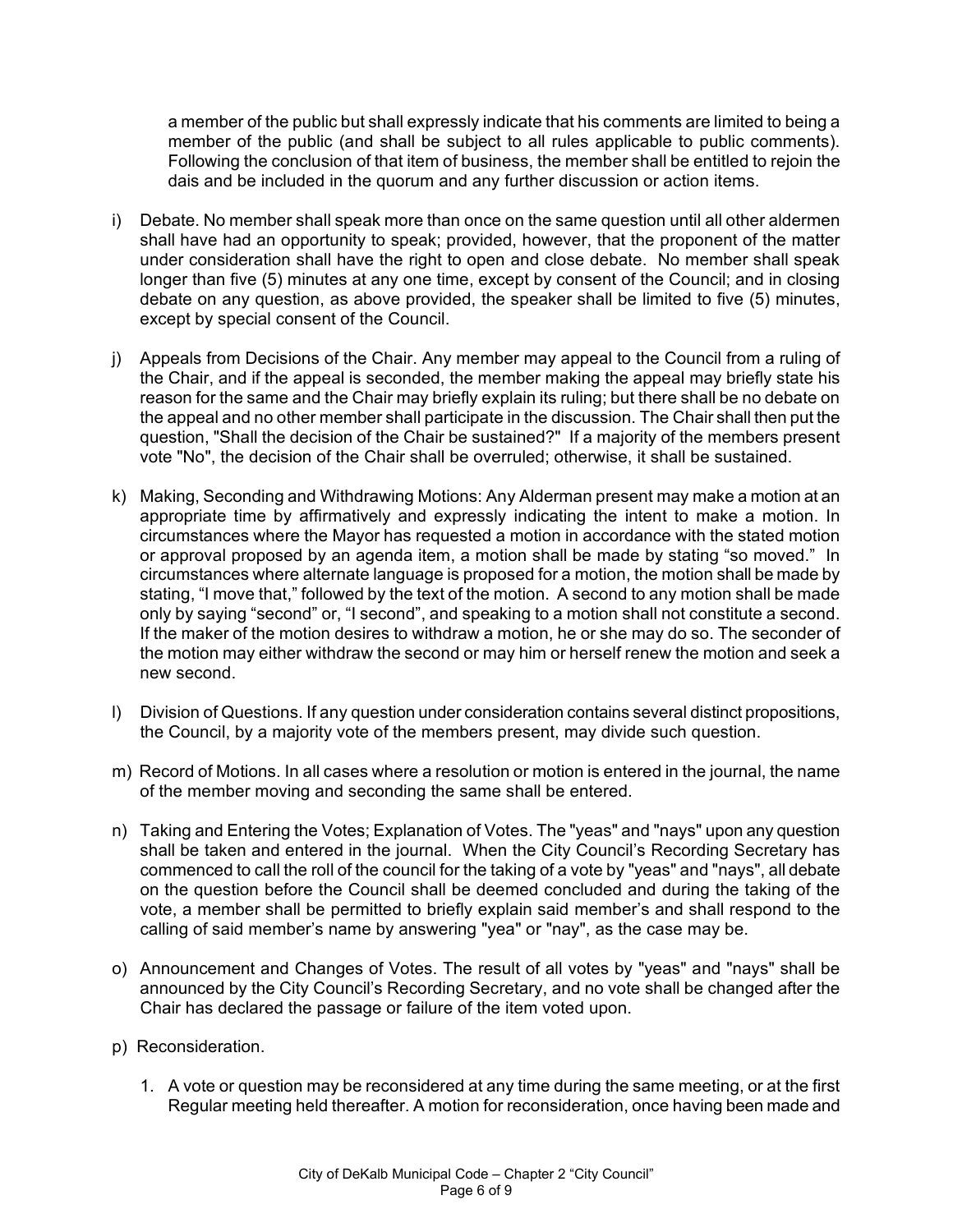a member of the public but shall expressly indicate that his comments are limited to being a member of the public (and shall be subject to all rules applicable to public comments). Following the conclusion of that item of business, the member shall be entitled to rejoin the dais and be included in the quorum and any further discussion or action items.

i) Debate. No member shall speak more than once on the same question until all other aldermen shall have had an opportunity to speak; provided, however, that the proponent of the matter under consideration shall have the right to open and close debate. No member shall speak longer than five (5) minutes at any one time, except by consent of the Council; and in closing debate on any question, as above provided, the speaker shall be limited to five (5) minutes, except by special consent of the Council.

j) Appeals from Decisions of the Chair. Any member may appeal to the Council from a ruling of the Chair, and if the appeal is seconded, the member making the appeal may briefly state his reason for the same and the Chair may briefly explain its ruling; but there shall be no debate on the appeal and no other member shall participate in the discussion. The Chair shall then put the question, "Shall the decision of the Chair be sustained?" If a majority of the members present vote "No", the decision of the Chair shall be overruled; otherwise, it shall be sustained.

k) Making, Seconding and Withdrawing Motions: Any Alderman present may make a motion at an appropriate time by affirmatively and expressly indicating the intent to make a motion. In circumstances where the Mayor has requested a motion in accordance with the stated motion or approval proposed by an agenda item, a motion shall be made by stating "so moved." In circumstances where alternate language is proposed for a motion, the motion shall be made by stating, "I move that," followed by the text of the motion. A second to any motion shall be made only by saying "second" or, "I second", and speaking to a motion shall not constitute a second. If the maker of the motion desires to withdraw a motion, he or she may do so. The seconder of the motion may either withdraw the second or may him or herself renew the motion and seek a new second.

l) Division of Questions. If any question under consideration contains several distinct propositions, the Council, by a majority vote of the members present, may divide such question.

m) Record of Motions. In all cases where a resolution or motion is entered in the journal, the name of the member moving and seconding the same shall be entered.

n) Taking and Entering the Votes; Explanation of Votes. The "yeas" and "nays" upon any question shall be taken and entered in the journal. When the City Council's Recording Secretary has commenced to call the roll of the council for the taking of a vote by "yeas" and "nays", all debate on the question before the Council shall be deemed concluded and during the taking of the vote, a member shall be permitted to briefly explain said member's and shall respond to the calling of said member's name by answering "yea" or "nay", as the case may be.

o) Announcement and Changes of Votes. The result of all votes by "yeas" and "nays" shall be announced by the City Council's Recording Secretary, and no vote shall be changed after the Chair has declared the passage or failure of the item voted upon.

p) Reconsideration.

1. A vote or question may be reconsidered at any time during the same meeting, or at the first Regular meeting held thereafter. A motion for reconsideration, once having been made and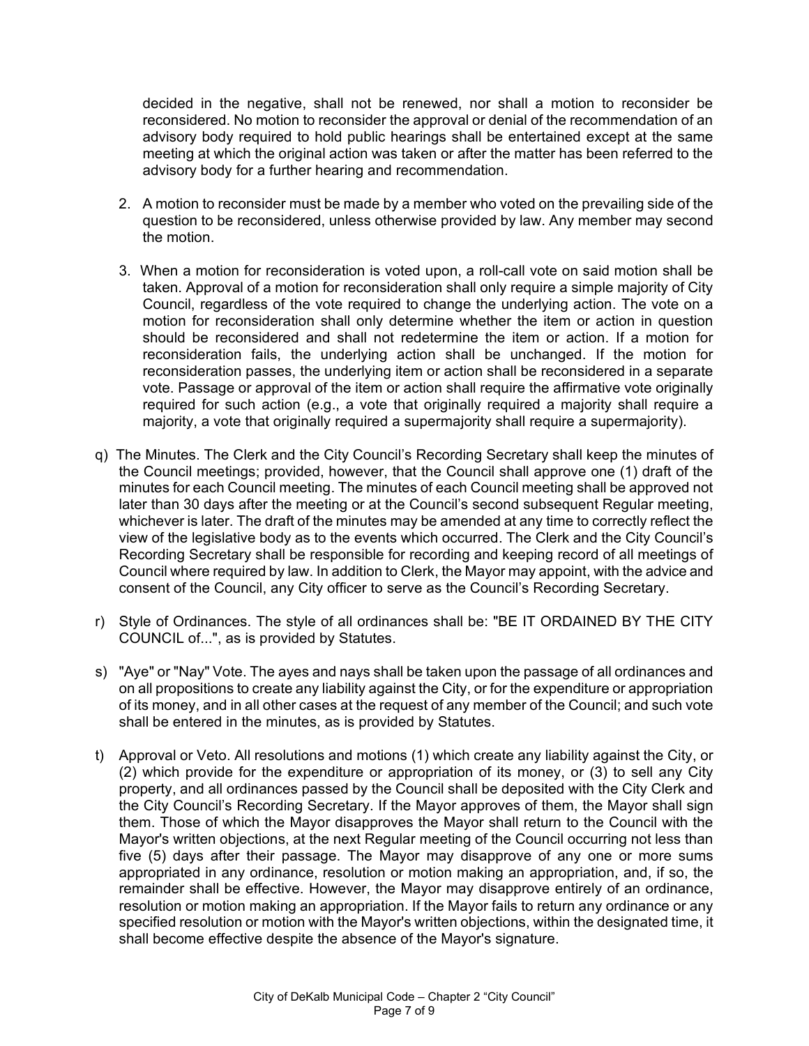decided in the negative, shall not be renewed, nor shall a motion to reconsider be reconsidered. No motion to reconsider the approval or denial of the recommendation of an advisory body required to hold public hearings shall be entertained except at the same meeting at which the original action was taken or after the matter has been referred to the advisory body for a further hearing and recommendation.

2. A motion to reconsider must be made by a member who voted on the prevailing side of the question to be reconsidered, unless otherwise provided by law. Any member may second the motion.

3. When a motion for reconsideration is voted upon, a roll-call vote on said motion shall be taken. Approval of a motion for reconsideration shall only require a simple majority of City Council, regardless of the vote required to change the underlying action. The vote on a motion for reconsideration shall only determine whether the item or action in question should be reconsidered and shall not redetermine the item or action. If a motion for reconsideration fails, the underlying action shall be unchanged. If the motion for reconsideration passes, the underlying item or action shall be reconsidered in a separate vote. Passage or approval of the item or action shall require the affirmative vote originally required for such action (e.g., a vote that originally required a majority shall require a majority, a vote that originally required a supermajority shall require a supermajority).

q) The Minutes. The Clerk and the City Council's Recording Secretary shall keep the minutes of the Council meetings; provided, however, that the Council shall approve one (1) draft of the minutes for each Council meeting. The minutes of each Council meeting shall be approved not later than 30 days after the meeting or at the Council's second subsequent Regular meeting, whichever is later. The draft of the minutes may be amended at any time to correctly reflect the view of the legislative body as to the events which occurred. The Clerk and the City Council's Recording Secretary shall be responsible for recording and keeping record of all meetings of Council where required by law. In addition to Clerk, the Mayor may appoint, with the advice and consent of the Council, any City officer to serve as the Council's Recording Secretary.

r) Style of Ordinances. The style of all ordinances shall be: "BE IT ORDAINED BY THE CITY COUNCIL of...", as is provided by Statutes.

s) "Aye" or "Nay" Vote. The ayes and nays shall be taken upon the passage of all ordinances and on all propositions to create any liability against the City, or for the expenditure or appropriation of its money, and in all other cases at the request of any member of the Council; and such vote shall be entered in the minutes, as is provided by Statutes.

t) Approval or Veto. All resolutions and motions (1) which create any liability against the City, or (2) which provide for the expenditure or appropriation of its money, or (3) to sell any City property, and all ordinances passed by the Council shall be deposited with the City Clerk and the City Council's Recording Secretary. If the Mayor approves of them, the Mayor shall sign them. Those of which the Mayor disapproves the Mayor shall return to the Council with the Mayor's written objections, at the next Regular meeting of the Council occurring not less than five (5) days after their passage. The Mayor may disapprove of any one or more sums appropriated in any ordinance, resolution or motion making an appropriation, and, if so, the remainder shall be effective. However, the Mayor may disapprove entirely of an ordinance, resolution or motion making an appropriation. If the Mayor fails to return any ordinance or any specified resolution or motion with the Mayor's written objections, within the designated time, it shall become effective despite the absence of the Mayor's signature.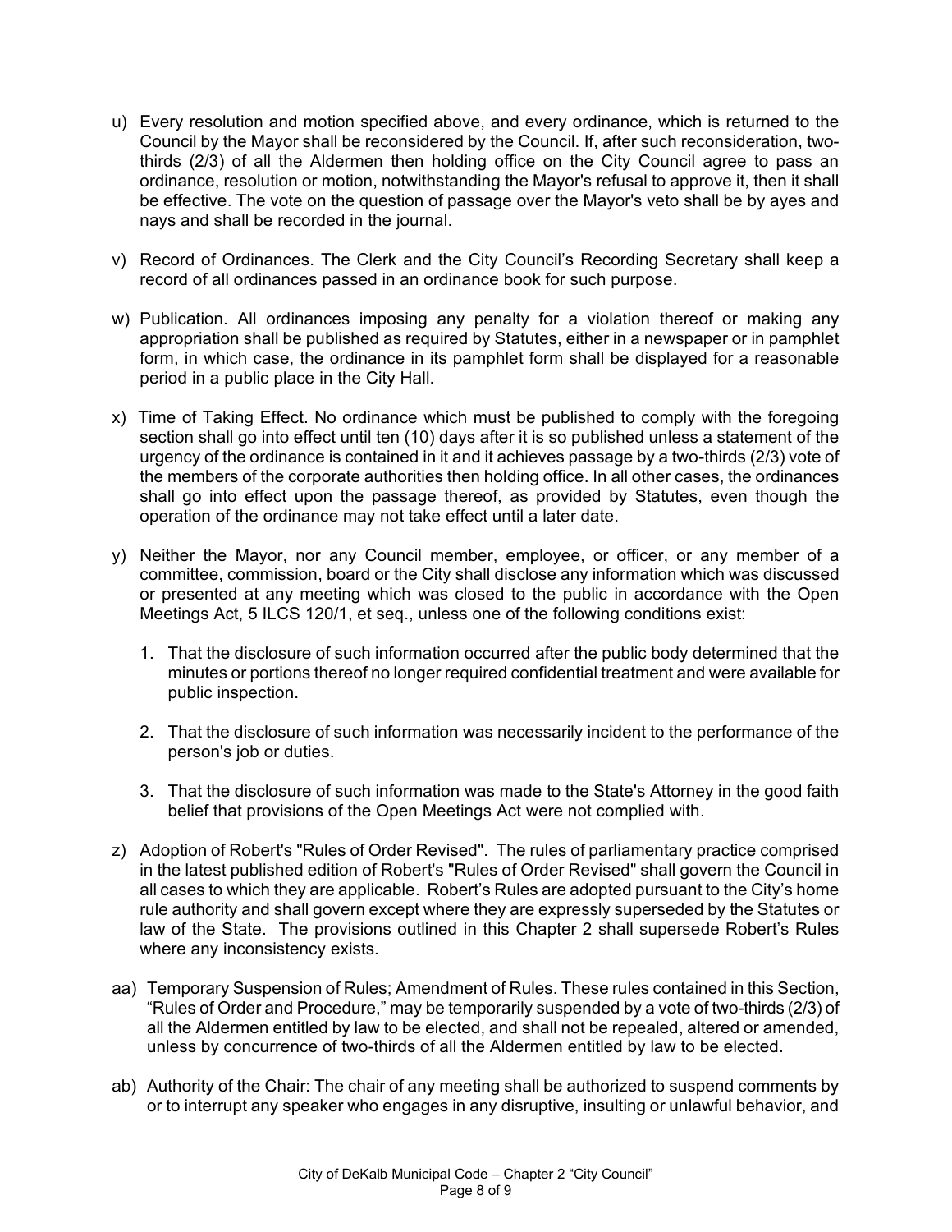u) Every resolution and motion specified above, and every ordinance, which is returned to the Council by the Mayor shall be reconsidered by the Council. If, after such reconsideration, two-thirds (2/3) of all the Aldermen then holding office on the City Council agree to pass an ordinance, resolution or motion, notwithstanding the Mayor's refusal to approve it, then it shall be effective. The vote on the question of passage over the Mayor's veto shall be by ayes and nays and shall be recorded in the journal.

v) Record of Ordinances. The Clerk and the City Council's Recording Secretary shall keep a record of all ordinances passed in an ordinance book for such purpose.

w) Publication. All ordinances imposing any penalty for a violation thereof or making any appropriation shall be published as required by Statutes, either in a newspaper or in pamphlet form, in which case, the ordinance in its pamphlet form shall be displayed for a reasonable period in a public place in the City Hall.

x) Time of Taking Effect. No ordinance which must be published to comply with the foregoing section shall go into effect until ten (10) days after it is so published unless a statement of the urgency of the ordinance is contained in it and it achieves passage by a two-thirds (2/3) vote of the members of the corporate authorities then holding office. In all other cases, the ordinances shall go into effect upon the passage thereof, as provided by Statutes, even though the operation of the ordinance may not take effect until a later date.

y) Neither the Mayor, nor any Council member, employee, or officer, or any member of a committee, commission, board or the City shall disclose any information which was discussed or presented at any meeting which was closed to the public in accordance with the Open Meetings Act, 5 ILCS 120/1, et seq., unless one of the following conditions exist:

   1. That the disclosure of such information occurred after the public body determined that the minutes or portions thereof no longer required confidential treatment and were available for public inspection.

   2. That the disclosure of such information was necessarily incident to the performance of the person's job or duties.

   3. That the disclosure of such information was made to the State's Attorney in the good faith belief that provisions of the Open Meetings Act were not complied with.

z) Adoption of Robert's "Rules of Order Revised". The rules of parliamentary practice comprised in the latest published edition of Robert's "Rules of Order Revised" shall govern the Council in all cases to which they are applicable. Robert's Rules are adopted pursuant to the City's home rule authority and shall govern except where they are expressly superseded by the Statutes or law of the State. The provisions outlined in this Chapter 2 shall supersede Robert's Rules where any inconsistency exists.

aa) Temporary Suspension of Rules; Amendment of Rules. These rules contained in this Section, "Rules of Order and Procedure," may be temporarily suspended by a vote of two-thirds (2/3) of all the Aldermen entitled by law to be elected, and shall not be repealed, altered or amended, unless by concurrence of two-thirds of all the Aldermen entitled by law to be elected.

ab) Authority of the Chair: The chair of any meeting shall be authorized to suspend comments by or to interrupt any speaker who engages in any disruptive, insulting or unlawful behavior, and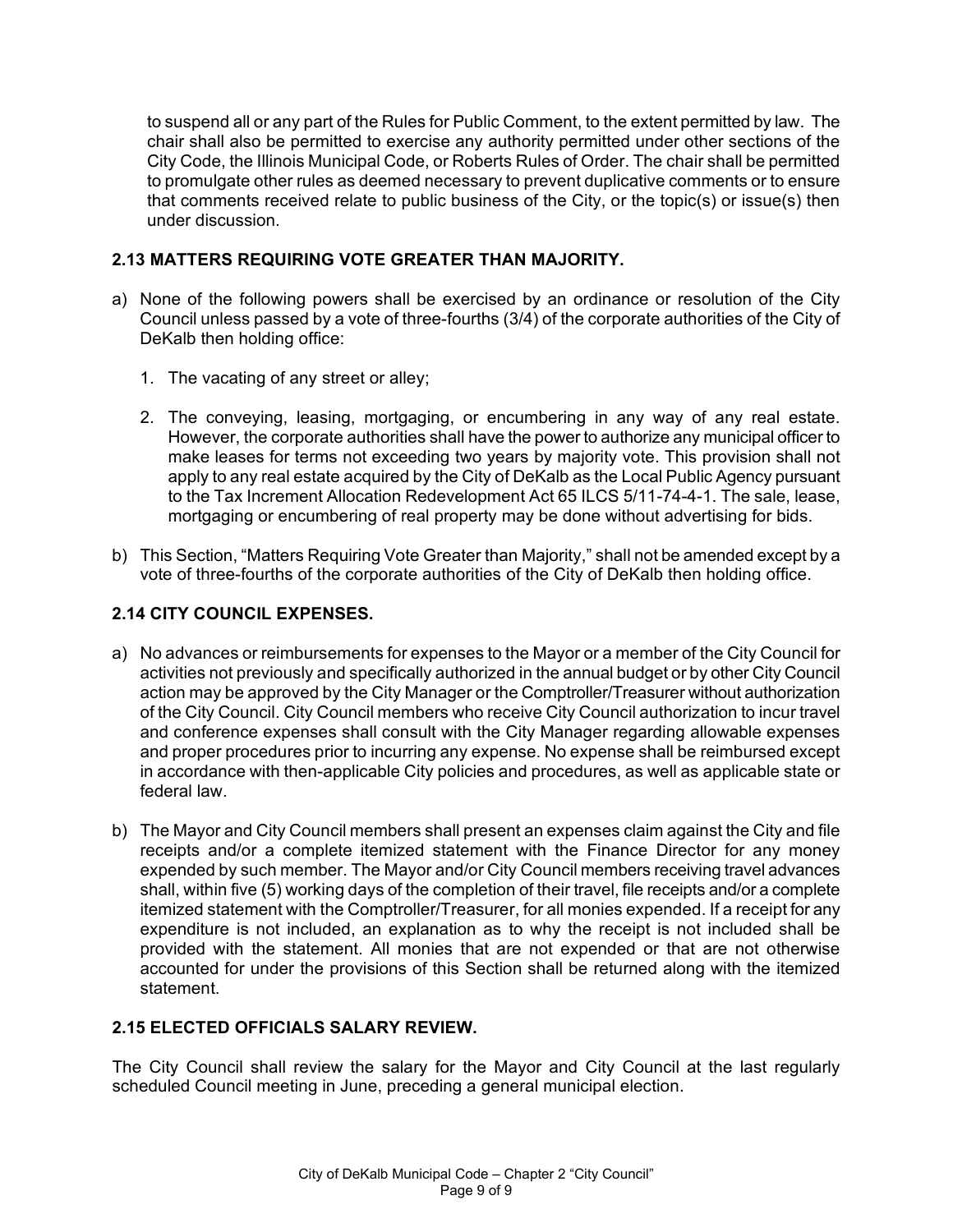to suspend all or any part of the Rules for Public Comment, to the extent permitted by law. The chair shall also be permitted to exercise any authority permitted under other sections of the City Code, the Illinois Municipal Code, or Roberts Rules of Order. The chair shall be permitted to promulgate other rules as deemed necessary to prevent duplicative comments or to ensure that comments received relate to public business of the City, or the topic(s) or issue(s) then under discussion.

## 2.13 MATTERS REQUIRING VOTE GREATER THAN MAJORITY.

a) None of the following powers shall be exercised by an ordinance or resolution of the City Council unless passed by a vote of three-fourths (3/4) of the corporate authorities of the City of DeKalb then holding office:

   1. The vacating of any street or alley;

   2. The conveying, leasing, mortgaging, or encumbering in any way of any real estate. However, the corporate authorities shall have the power to authorize any municipal officer to make leases for terms not exceeding two years by majority vote. This provision shall not apply to any real estate acquired by the City of DeKalb as the Local Public Agency pursuant to the Tax Increment Allocation Redevelopment Act 65 ILCS 5/11-74-4-1. The sale, lease, mortgaging or encumbering of real property may be done without advertising for bids.

b) This Section, "Matters Requiring Vote Greater than Majority," shall not be amended except by a vote of three-fourths of the corporate authorities of the City of DeKalb then holding office.

## 2.14 CITY COUNCIL EXPENSES.

a) No advances or reimbursements for expenses to the Mayor or a member of the City Council for activities not previously and specifically authorized in the annual budget or by other City Council action may be approved by the City Manager or the Comptroller/Treasurer without authorization of the City Council. City Council members who receive City Council authorization to incur travel and conference expenses shall consult with the City Manager regarding allowable expenses and proper procedures prior to incurring any expense. No expense shall be reimbursed except in accordance with then-applicable City policies and procedures, as well as applicable state or federal law.

b) The Mayor and City Council members shall present an expenses claim against the City and file receipts and/or a complete itemized statement with the Finance Director for any money expended by such member. The Mayor and/or City Council members receiving travel advances shall, within five (5) working days of the completion of their travel, file receipts and/or a complete itemized statement with the Comptroller/Treasurer, for all monies expended. If a receipt for any expenditure is not included, an explanation as to why the receipt is not included shall be provided with the statement. All monies that are not expended or that are not otherwise accounted for under the provisions of this Section shall be returned along with the itemized statement.

## 2.15 ELECTED OFFICIALS SALARY REVIEW.

The City Council shall review the salary for the Mayor and City Council at the last regularly scheduled Council meeting in June, preceding a general municipal election.